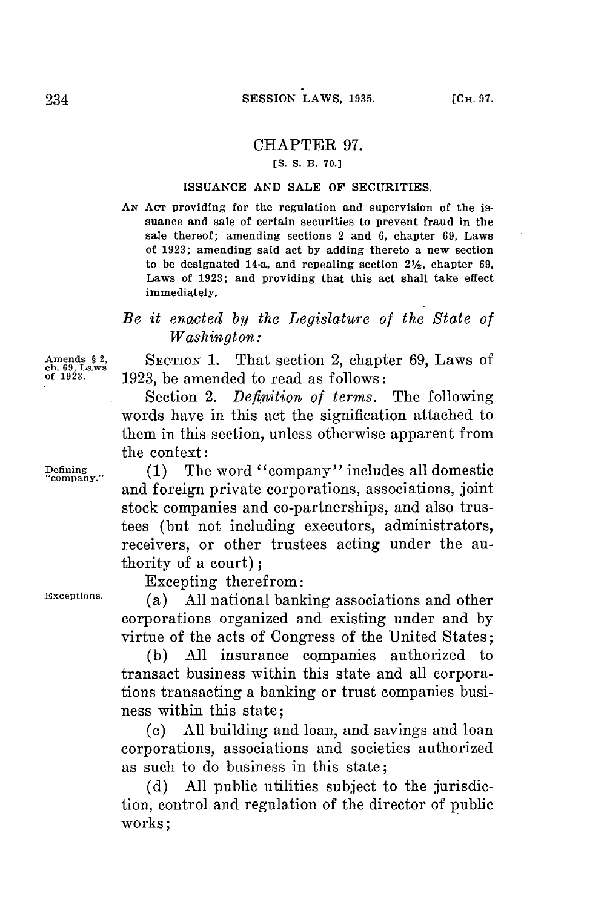# CHAPTER 97.

[S. S. B. 70.]

## ISSUANCE AND SALE OF SECURITIES.

AN ACT providing for the regulation and supervision of the issuance and sale of certain securities to prevent fraud in the sale thereof; amending sections 2 and 6, chapter 69, Laws of 1923; amending said act by adding thereto a new section to be designated 14-a, and repealing section 2½, chapter 69, Laws of 1923; and providing that this act shall take effect immediately.

*Be it enacted by the Legislature of the State of Washington:*

Amends § 2, ch. 69, Laws of 1923.

SECTION 1. That section 2, chapter 69, Laws of 1923, be amended to read as follows:

Section 2. *Definition of terms.* The following words have in this act the signification attached to them in this section, unless otherwise apparent from the context:

Defining "company."

(1) The word "company" includes all domestic and foreign private corporations, associations, joint stock companies and co-partnerships, and also trustees (but not including executors, administrators, receivers, or other trustees acting under the authority of a court);

Excepting therefrom:

Exceptions.

(a) All national banking associations and other corporations organized and existing under and by virtue of the acts of Congress of the United States;

(b) All insurance companies authorized to transact business within this state and all corporations transacting a banking or trust companies business within this state;

(c) All building and loan, and savings and loan corporations, associations and societies authorized as such to do business in this state;

(d) All public utilities subject to the jurisdiction, control and regulation of the director of public works;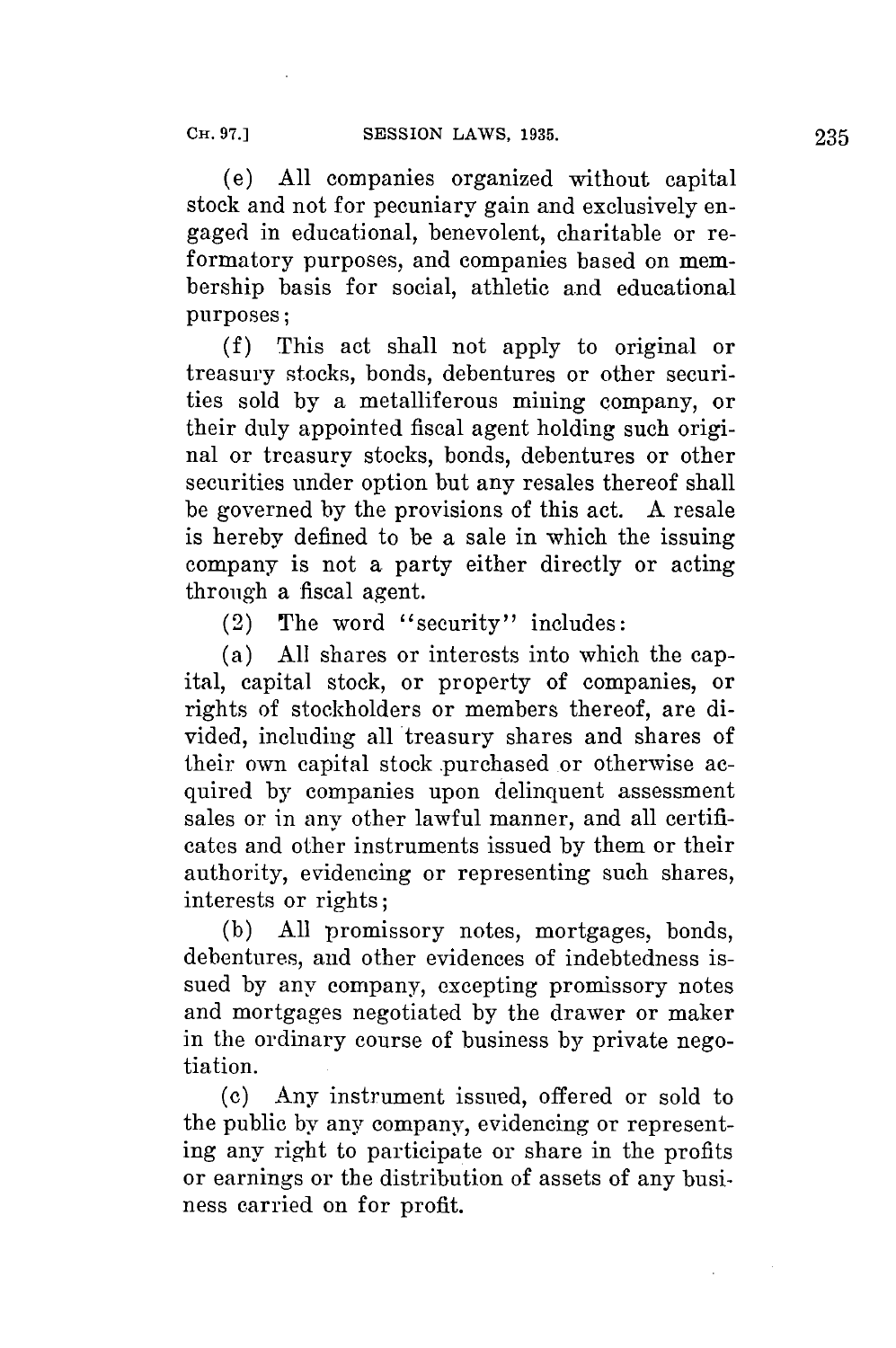(e) All companies organized without capital stock and not for pecuniary gain and exclusively engaged in educational, benevolent, charitable or reformatory purposes, and companies based on membership basis for social, athletic and educational purposes;

(f) This act shall not apply to original or treasury stocks, bonds, debentures or other securities sold by a metalliferous mining company, or their duly appointed fiscal agent holding such original or treasury stocks, bonds, debentures or other securities under option but any resales thereof shall be governed by the provisions of this act. A resale is hereby defined to be a sale in which the issuing company is not a party either directly or acting through a fiscal agent.

(2) The word "security" includes:

(a) All shares or interests into which the capital, capital stock, or property of companies, or rights of stockholders or members thereof, are divided, including all treasury shares and shares of their own capital stock purchased or otherwise acquired by companies upon delinquent assessment sales or in any other lawful manner, and all certificates and other instruments issued by them or their authority, evidencing or representing such shares, interests or rights;

(b) All promissory notes, mortgages, bonds, debentures, and other evidences of indebtedness issued by any company, excepting promissory notes and mortgages negotiated by the drawer or maker in the ordinary course of business by private negotiation.

(c) Any instrument issued, offered or sold to the public by any company, evidencing or representing any right to participate or share in the profits or earnings or the distribution of assets of any business carried on for profit.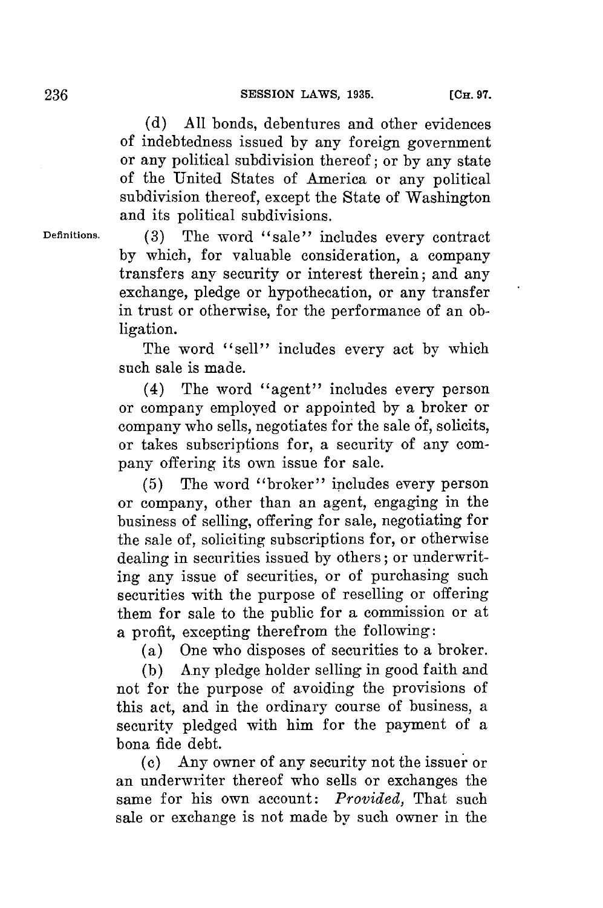(d) All bonds, debentures and other evidences of indebtedness issued by any foreign government or any political subdivision thereof; or by any state of the United States of America or any political subdivision thereof, except the State of Washington and its political subdivisions.

Definitions.

(3) The word "sale" includes every contract by which, for valuable consideration, a company transfers any security or interest therein; and any exchange, pledge or hypothecation, or any transfer in trust or otherwise, for the performance of an obligation.

The word "sell" includes every act by which such sale is made.

(4) The word "agent" includes every person or company employed or appointed by a broker or company who sells, negotiates for the sale of, solicits, or takes subscriptions for, a security of any company offering its own issue for sale.

(5) The word "broker" includes every person or company, other than an agent, engaging in the business of selling, offering for sale, negotiating for the sale of, soliciting subscriptions for, or otherwise dealing in securities issued by others; or underwriting any issue of securities, or of purchasing such securities with the purpose of reselling or offering them for sale to the public for a commission or at a profit, excepting therefrom the following:

(a) One who disposes of securities to a broker.

(b) Any pledge holder selling in good faith and not for the purpose of avoiding the provisions of this act, and in the ordinary course of business, a security pledged with him for the payment of a bona fide debt.

(c) Any owner of any security not the issuer or an underwriter thereof who sells or exchanges the same for his own account: *Provided,* That such sale or exchange is not made by such owner in the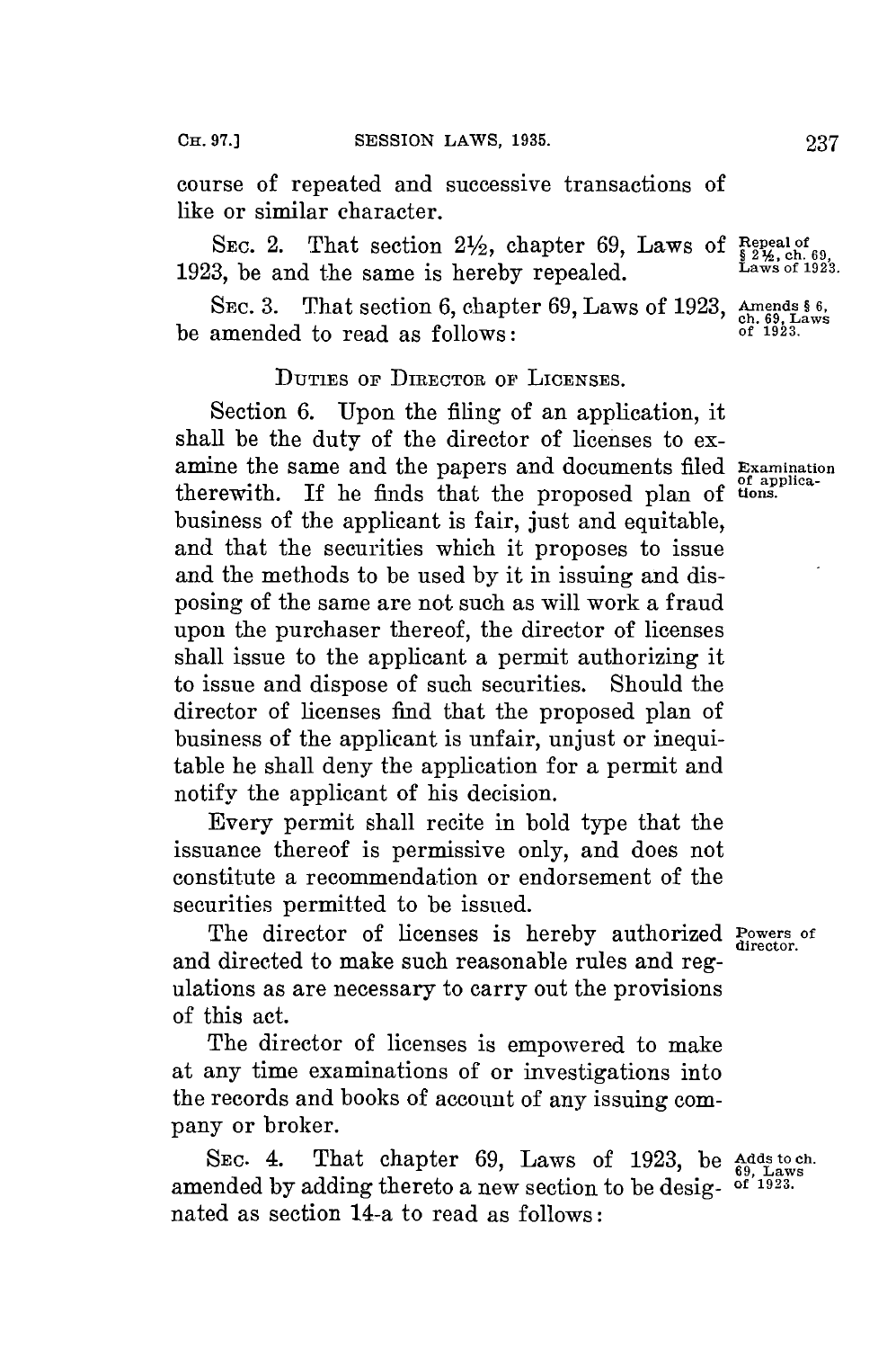course of repeated and successive transactions of like or similar character.

SEC. 2. That section 2½, chapter 69, Laws of 1923, be and the same is hereby repealed.

Repeal of § 2½, ch. 69, Laws of 1923.

SEC. 3. That section 6, chapter 69, Laws of 1923, be amended to read as follows:

Amends § 6, ch. 69, Laws of 1923.

DUTIES OF DIRECTOR OF LICENSES.

Section 6. Upon the filing of an application, it shall be the duty of the director of licenses to examine the same and the papers and documents filed therewith. If he finds that the proposed plan of business of the applicant is fair, just and equitable, and that the securities which it proposes to issue and the methods to be used by it in issuing and disposing of the same are not such as will work a fraud upon the purchaser thereof, the director of licenses shall issue to the applicant a permit authorizing it to issue and dispose of such securities. Should the director of licenses find that the proposed plan of business of the applicant is unfair, unjust or inequitable he shall deny the application for a permit and notify the applicant of his decision.

Examination of applications.

Every permit shall recite in bold type that the issuance thereof is permissive only, and does not constitute a recommendation or endorsement of the securities permitted to be issued.

The director of licenses is hereby authorized and directed to make such reasonable rules and regulations as are necessary to carry out the provisions of this act.

Powers of director.

The director of licenses is empowered to make at any time examinations of or investigations into the records and books of account of any issuing company or broker.

SEC. 4. That chapter 69, Laws of 1923, be amended by adding thereto a new section to be designated as section 14-a to read as follows:

Adds to ch. 69, Laws of 1923.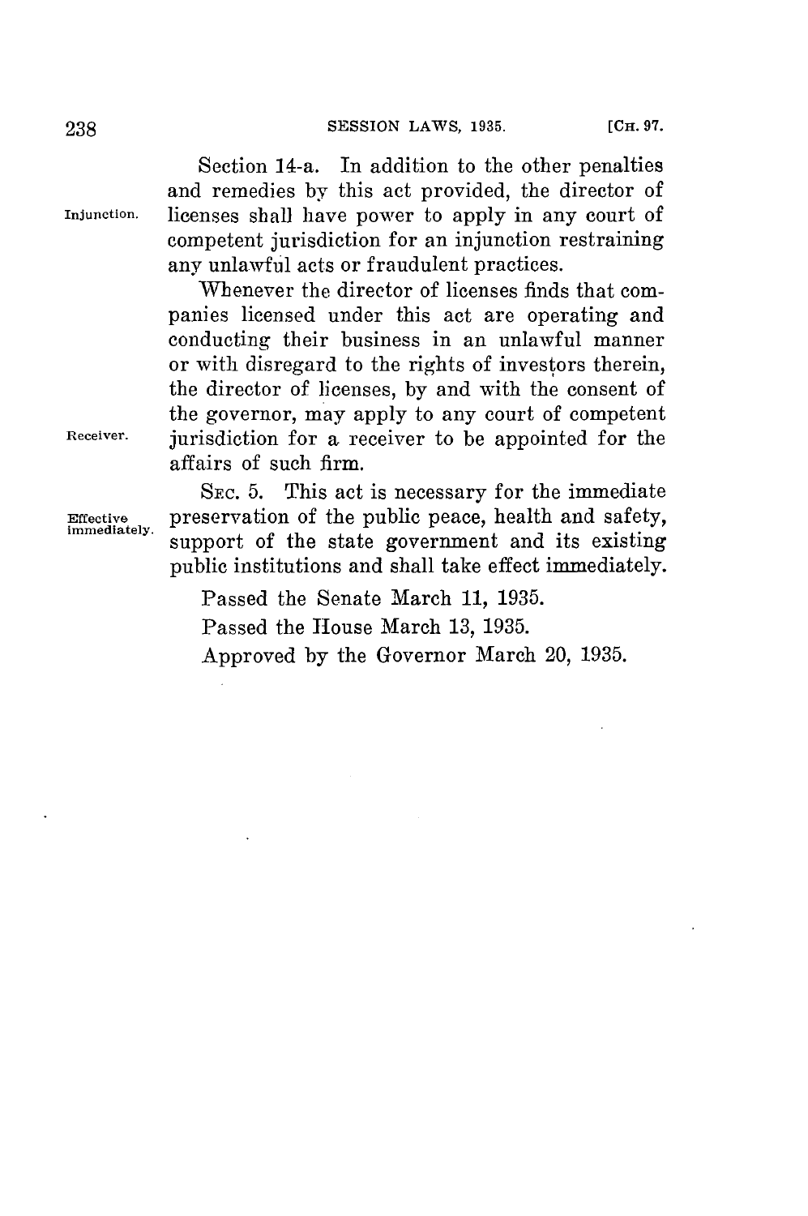Section 14-a. In addition to the other penalties and remedies by this act provided, the director of licenses shall have power to apply in any court of competent jurisdiction for an injunction restraining any unlawful acts or fraudulent practices.

Injunction.

Whenever the director of licenses finds that companies licensed under this act are operating and conducting their business in an unlawful manner or with disregard to the rights of investors therein, the director of licenses, by and with the consent of the governor, may apply to any court of competent jurisdiction for a receiver to be appointed for the affairs of such firm.

Receiver.

SEC. 5. This act is necessary for the immediate preservation of the public peace, health and safety, support of the state government and its existing public institutions and shall take effect immediately.

Effective immediately.

Passed the Senate March 11, 1935.

Passed the House March 13, 1935.

Approved by the Governor March 20, 1935.